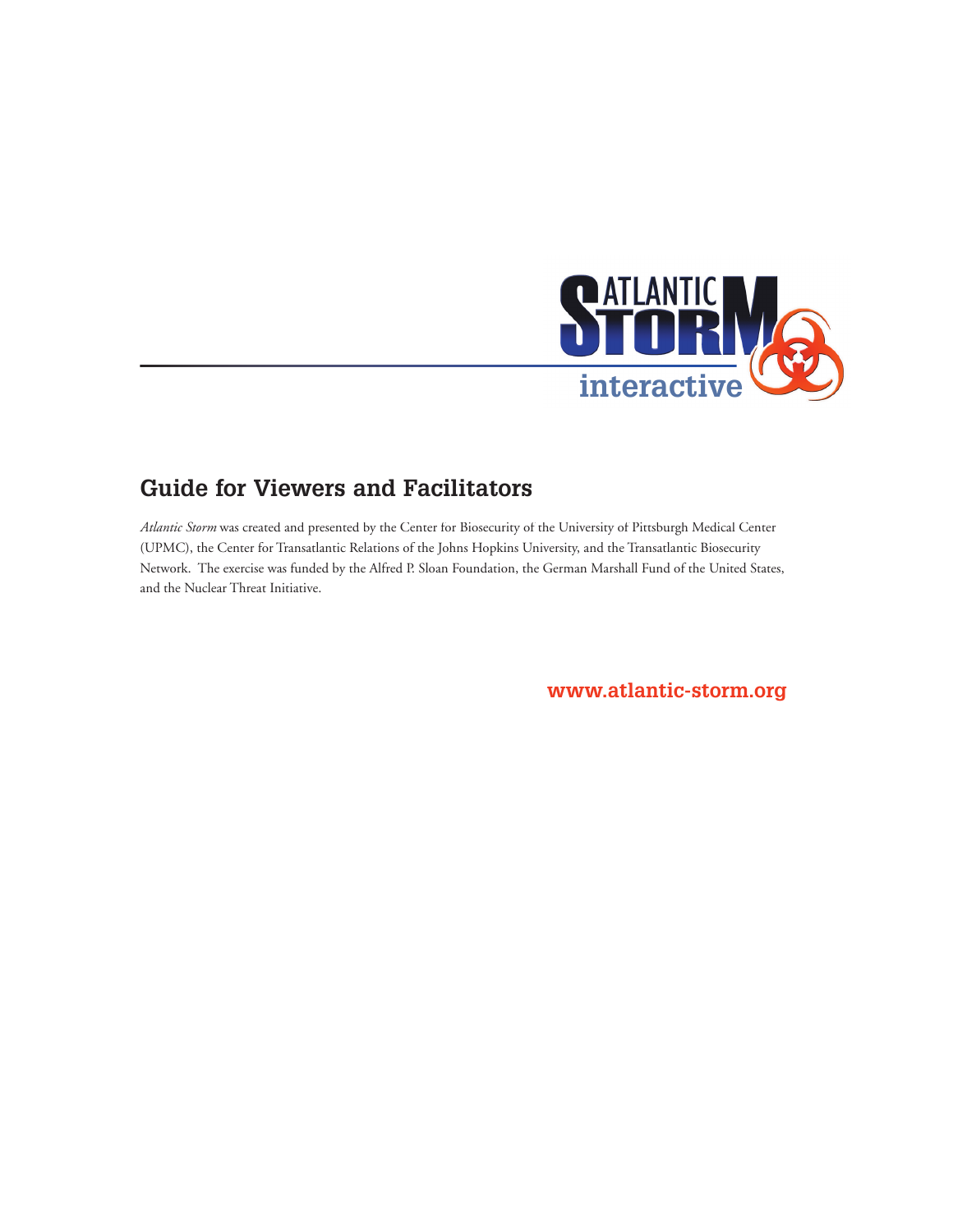# Atlantic Storm interactive

## Guide for Viewers and Facilitators

*Atlantic Storm* was created and presented by the Center for Biosecurity of the University of Pittsburgh Medical Center (UPMC), the Center for Transatlantic Relations of the Johns Hopkins University, and the Transatlantic Biosecurity Network. The exercise was funded by the Alfred P. Sloan Foundation, the German Marshall Fund of the United States, and the Nuclear Threat Initiative.

**www.atlantic-storm.org**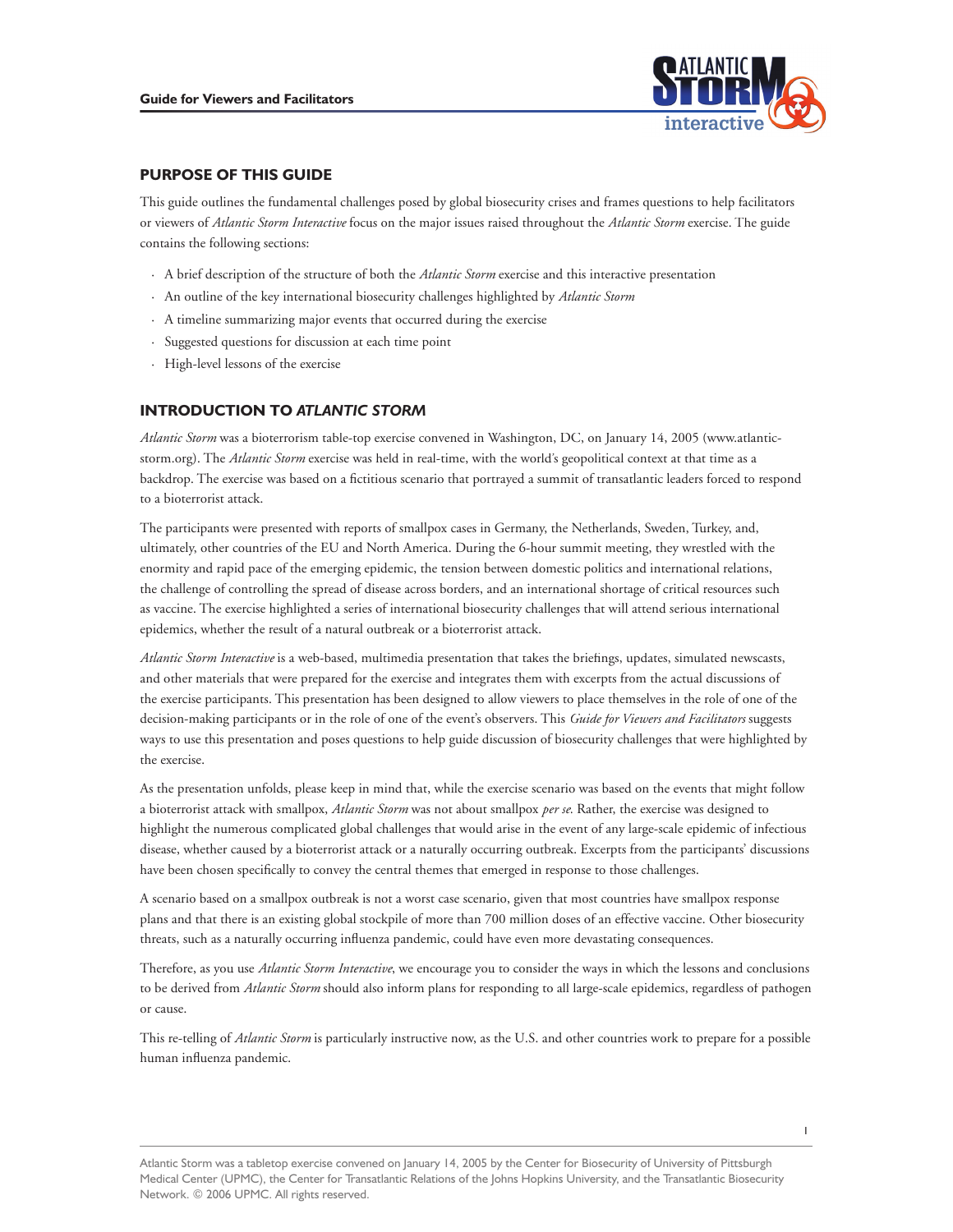## PURPOSE OF THIS GUIDE

This guide outlines the fundamental challenges posed by global biosecurity crises and frames questions to help facilitators or viewers of *Atlantic Storm Interactive* focus on the major issues raised throughout the *Atlantic Storm* exercise. The guide contains the following sections:

- A brief description of the structure of both the *Atlantic Storm* exercise and this interactive presentation
- An outline of the key international biosecurity challenges highlighted by *Atlantic Storm*
- A timeline summarizing major events that occurred during the exercise
- Suggested questions for discussion at each time point
- High-level lessons of the exercise

## INTRODUCTION TO *ATLANTIC STORM*

*Atlantic Storm* was a bioterrorism table-top exercise convened in Washington, DC, on January 14, 2005 (www.atlantic-storm.org). The *Atlantic Storm* exercise was held in real-time, with the world's geopolitical context at that time as a backdrop. The exercise was based on a fictitious scenario that portrayed a summit of transatlantic leaders forced to respond to a bioterrorist attack.

The participants were presented with reports of smallpox cases in Germany, the Netherlands, Sweden, Turkey, and, ultimately, other countries of the EU and North America. During the 6-hour summit meeting, they wrestled with the enormity and rapid pace of the emerging epidemic, the tension between domestic politics and international relations, the challenge of controlling the spread of disease across borders, and an international shortage of critical resources such as vaccine. The exercise highlighted a series of international biosecurity challenges that will attend serious international epidemics, whether the result of a natural outbreak or a bioterrorist attack.

*Atlantic Storm Interactive* is a web-based, multimedia presentation that takes the briefings, updates, simulated newscasts, and other materials that were prepared for the exercise and integrates them with excerpts from the actual discussions of the exercise participants. This presentation has been designed to allow viewers to place themselves in the role of one of the decision-making participants or in the role of one of the event's observers. This *Guide for Viewers and Facilitators* suggests ways to use this presentation and poses questions to help guide discussion of biosecurity challenges that were highlighted by the exercise.

As the presentation unfolds, please keep in mind that, while the exercise scenario was based on the events that might follow a bioterrorist attack with smallpox, *Atlantic Storm* was not about smallpox *per se*. Rather, the exercise was designed to highlight the numerous complicated global challenges that would arise in the event of any large-scale epidemic of infectious disease, whether caused by a bioterrorist attack or a naturally occurring outbreak. Excerpts from the participants' discussions have been chosen specifically to convey the central themes that emerged in response to those challenges.

A scenario based on a smallpox outbreak is not a worst case scenario, given that most countries have smallpox response plans and that there is an existing global stockpile of more than 700 million doses of an effective vaccine. Other biosecurity threats, such as a naturally occurring influenza pandemic, could have even more devastating consequences.

Therefore, as you use *Atlantic Storm Interactive*, we encourage you to consider the ways in which the lessons and conclusions to be derived from *Atlantic Storm* should also inform plans for responding to all large-scale epidemics, regardless of pathogen or cause.

This re-telling of *Atlantic Storm* is particularly instructive now, as the U.S. and other countries work to prepare for a possible human influenza pandemic.

Atlantic Storm was a tabletop exercise convened on January 14, 2005 by the Center for Biosecurity of University of Pittsburgh Medical Center (UPMC), the Center for Transatlantic Relations of the Johns Hopkins University, and the Transatlantic Biosecurity Network. © 2006 UPMC. All rights reserved.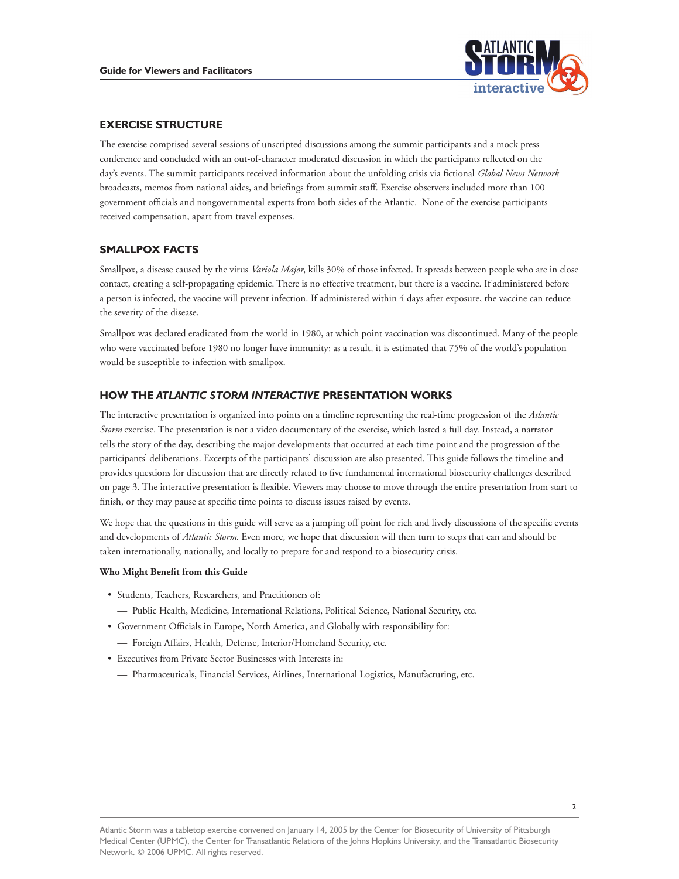## EXERCISE STRUCTURE

The exercise comprised several sessions of unscripted discussions among the summit participants and a mock press conference and concluded with an out-of-character moderated discussion in which the participants reflected on the day's events. The summit participants received information about the unfolding crisis via fictional *Global News Network* broadcasts, memos from national aides, and briefings from summit staff. Exercise observers included more than 100 government officials and nongovernmental experts from both sides of the Atlantic. None of the exercise participants received compensation, apart from travel expenses.

## SMALLPOX FACTS

Smallpox, a disease caused by the virus *Variola Major,* kills 30% of those infected. It spreads between people who are in close contact, creating a self-propagating epidemic. There is no effective treatment, but there is a vaccine. If administered before a person is infected, the vaccine will prevent infection. If administered within 4 days after exposure, the vaccine can reduce the severity of the disease.

Smallpox was declared eradicated from the world in 1980, at which point vaccination was discontinued. Many of the people who were vaccinated before 1980 no longer have immunity; as a result, it is estimated that 75% of the world's population would be susceptible to infection with smallpox.

## HOW THE *ATLANTIC STORM INTERACTIVE* PRESENTATION WORKS

The interactive presentation is organized into points on a timeline representing the real-time progression of the *Atlantic Storm* exercise. The presentation is not a video documentary of the exercise, which lasted a full day. Instead, a narrator tells the story of the day, describing the major developments that occurred at each time point and the progression of the participants' deliberations. Excerpts of the participants' discussion are also presented. This guide follows the timeline and provides questions for discussion that are directly related to five fundamental international biosecurity challenges described on page 3. The interactive presentation is flexible. Viewers may choose to move through the entire presentation from start to finish, or they may pause at specific time points to discuss issues raised by events.

We hope that the questions in this guide will serve as a jumping off point for rich and lively discussions of the specific events and developments of *Atlantic Storm.* Even more, we hope that discussion will then turn to steps that can and should be taken internationally, nationally, and locally to prepare for and respond to a biosecurity crisis.

**Who Might Benefit from this Guide**

- Students, Teachers, Researchers, and Practitioners of:
  - Public Health, Medicine, International Relations, Political Science, National Security, etc.
- Government Officials in Europe, North America, and Globally with responsibility for:
  - Foreign Affairs, Health, Defense, Interior/Homeland Security, etc.
- Executives from Private Sector Businesses with Interests in:
  - Pharmaceuticals, Financial Services, Airlines, International Logistics, Manufacturing, etc.

Atlantic Storm was a tabletop exercise convened on January 14, 2005 by the Center for Biosecurity of University of Pittsburgh Medical Center (UPMC), the Center for Transatlantic Relations of the Johns Hopkins University, and the Transatlantic Biosecurity Network. © 2006 UPMC. All rights reserved.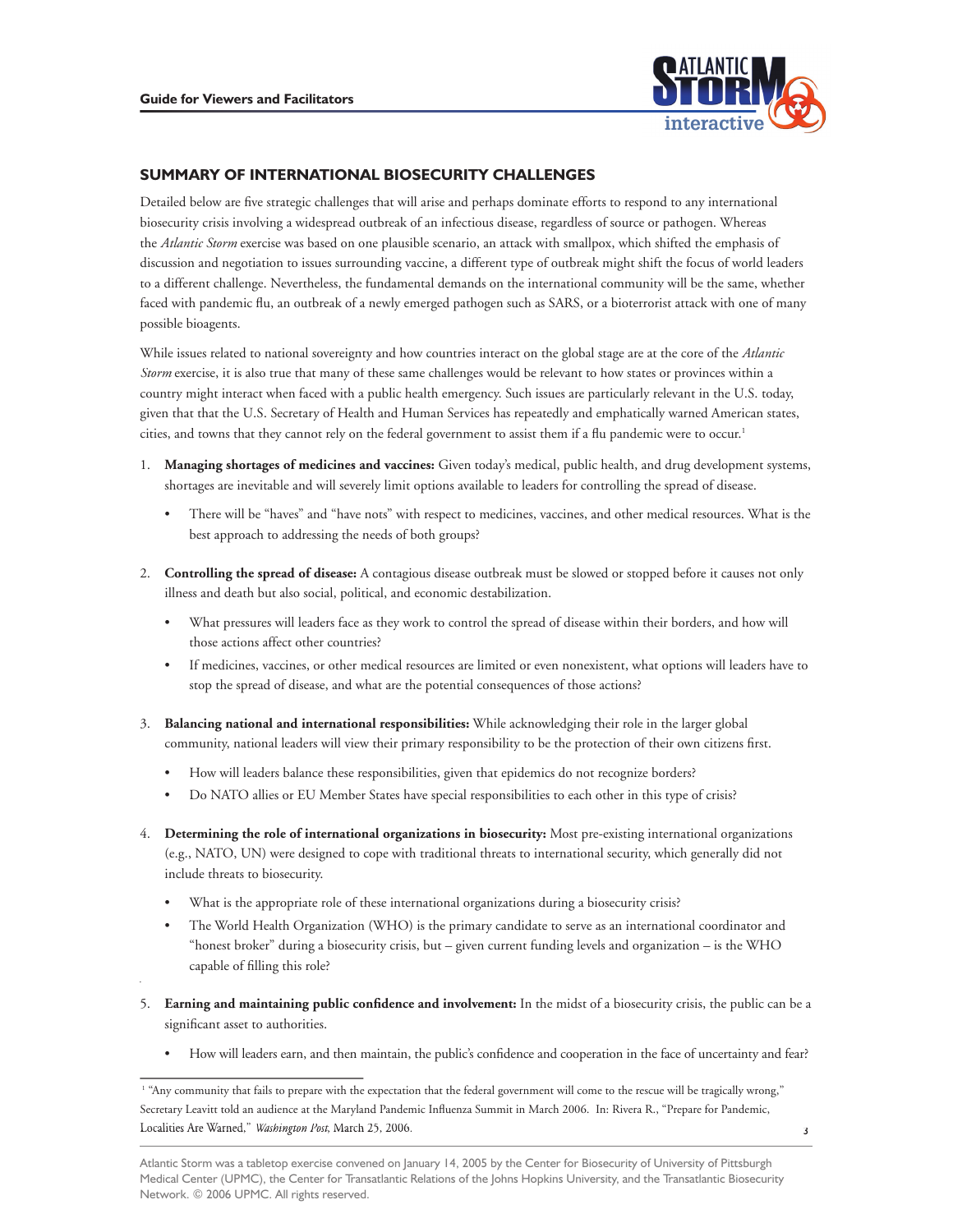## SUMMARY OF INTERNATIONAL BIOSECURITY CHALLENGES

Detailed below are five strategic challenges that will arise and perhaps dominate efforts to respond to any international biosecurity crisis involving a widespread outbreak of an infectious disease, regardless of source or pathogen. Whereas the *Atlantic Storm* exercise was based on one plausible scenario, an attack with smallpox, which shifted the emphasis of discussion and negotiation to issues surrounding vaccine, a different type of outbreak might shift the focus of world leaders to a different challenge. Nevertheless, the fundamental demands on the international community will be the same, whether faced with pandemic flu, an outbreak of a newly emerged pathogen such as SARS, or a bioterrorist attack with one of many possible bioagents.

While issues related to national sovereignty and how countries interact on the global stage are at the core of the *Atlantic Storm* exercise, it is also true that many of these same challenges would be relevant to how states or provinces within a country might interact when faced with a public health emergency. Such issues are particularly relevant in the U.S. today, given that that the U.S. Secretary of Health and Human Services has repeatedly and emphatically warned American states, cities, and towns that they cannot rely on the federal government to assist them if a flu pandemic were to occur.[1]

1. **Managing shortages of medicines and vaccines:** Given today's medical, public health, and drug development systems, shortages are inevitable and will severely limit options available to leaders for controlling the spread of disease.
   - There will be "haves" and "have nots" with respect to medicines, vaccines, and other medical resources. What is the best approach to addressing the needs of both groups?
2. **Controlling the spread of disease:** A contagious disease outbreak must be slowed or stopped before it causes not only illness and death but also social, political, and economic destabilization.
   - What pressures will leaders face as they work to control the spread of disease within their borders, and how will those actions affect other countries?
   - If medicines, vaccines, or other medical resources are limited or even nonexistent, what options will leaders have to stop the spread of disease, and what are the potential consequences of those actions?
3. **Balancing national and international responsibilities:** While acknowledging their role in the larger global community, national leaders will view their primary responsibility to be the protection of their own citizens first.
   - How will leaders balance these responsibilities, given that epidemics do not recognize borders?
   - Do NATO allies or EU Member States have special responsibilities to each other in this type of crisis?
4. **Determining the role of international organizations in biosecurity:** Most pre-existing international organizations (e.g., NATO, UN) were designed to cope with traditional threats to international security, which generally did not include threats to biosecurity.
   - What is the appropriate role of these international organizations during a biosecurity crisis?
   - The World Health Organization (WHO) is the primary candidate to serve as an international coordinator and "honest broker" during a biosecurity crisis, but – given current funding levels and organization – is the WHO capable of filling this role?
5. **Earning and maintaining public confidence and involvement:** In the midst of a biosecurity crisis, the public can be a significant asset to authorities.
   - How will leaders earn, and then maintain, the public's confidence and cooperation in the face of uncertainty and fear?

[1] "Any community that fails to prepare with the expectation that the federal government will come to the rescue will be tragically wrong," Secretary Leavitt told an audience at the Maryland Pandemic Influenza Summit in March 2006. In: Rivera R., "Prepare for Pandemic, Localities Are Warned," *Washington Post,* March 25, 2006.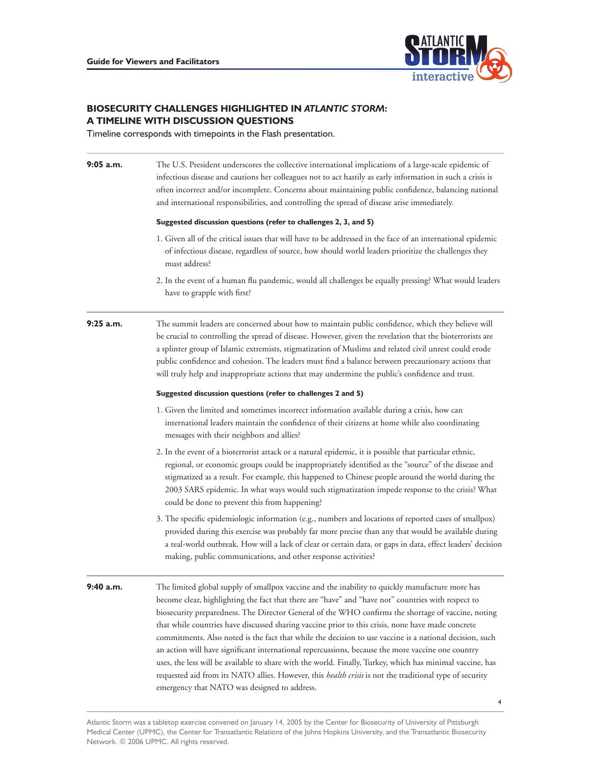## BIOSECURITY CHALLENGES HIGHLIGHTED IN *ATLANTIC STORM*: A TIMELINE WITH DISCUSSION QUESTIONS

Timeline corresponds with timepoints in the Flash presentation.

---

**9:05 a.m.**

The U.S. President underscores the collective international implications of a large-scale epidemic of infectious disease and cautions her colleagues not to act hastily as early information in such a crisis is often incorrect and/or incomplete. Concerns about maintaining public confidence, balancing national and international responsibilities, and controlling the spread of disease arise immediately.

**Suggested discussion questions (refer to challenges 2, 3, and 5)**

1. Given all of the critical issues that will have to be addressed in the face of an international epidemic of infectious disease, regardless of source, how should world leaders prioritize the challenges they must address?
2. In the event of a human flu pandemic, would all challenges be equally pressing? What would leaders have to grapple with first?

---

**9:25 a.m.**

The summit leaders are concerned about how to maintain public confidence, which they believe will be crucial to controlling the spread of disease. However, given the revelation that the bioterrorists are a splinter group of Islamic extremists, stigmatization of Muslims and related civil unrest could erode public confidence and cohesion. The leaders must find a balance between precautionary actions that will truly help and inappropriate actions that may undermine the public's confidence and trust.

**Suggested discussion questions (refer to challenges 2 and 5)**

1. Given the limited and sometimes incorrect information available during a crisis, how can international leaders maintain the confidence of their citizens at home while also coordinating messages with their neighbors and allies?
2. In the event of a bioterrorist attack or a natural epidemic, it is possible that particular ethnic, regional, or economic groups could be inappropriately identified as the "source" of the disease and stigmatized as a result. For example, this happened to Chinese people around the world during the 2003 SARS epidemic. In what ways would such stigmatization impede response to the crisis? What could be done to prevent this from happening?
3. The specific epidemiologic information (e.g., numbers and locations of reported cases of smallpox) provided during this exercise was probably far more precise than any that would be available during a real-world outbreak. How will a lack of clear or certain data, or gaps in data, effect leaders' decision making, public communications, and other response activities?

---

**9:40 a.m.**

The limited global supply of smallpox vaccine and the inability to quickly manufacture more has become clear, highlighting the fact that there are "have" and "have not" countries with respect to biosecurity preparedness. The Director General of the WHO confirms the shortage of vaccine, noting that while countries have discussed sharing vaccine prior to this crisis, none have made concrete commitments. Also noted is the fact that while the decision to use vaccine is a national decision, such an action will have significant international repercussions, because the more vaccine one country uses, the less will be available to share with the world. Finally, Turkey, which has minimal vaccine, has requested aid from its NATO allies. However, this *health crisis* is not the traditional type of security emergency that NATO was designed to address.

---

Atlantic Storm was a tabletop exercise convened on January 14, 2005 by the Center for Biosecurity of University of Pittsburgh Medical Center (UPMC), the Center for Transatlantic Relations of the Johns Hopkins University, and the Transatlantic Biosecurity Network. © 2006 UPMC. All rights reserved.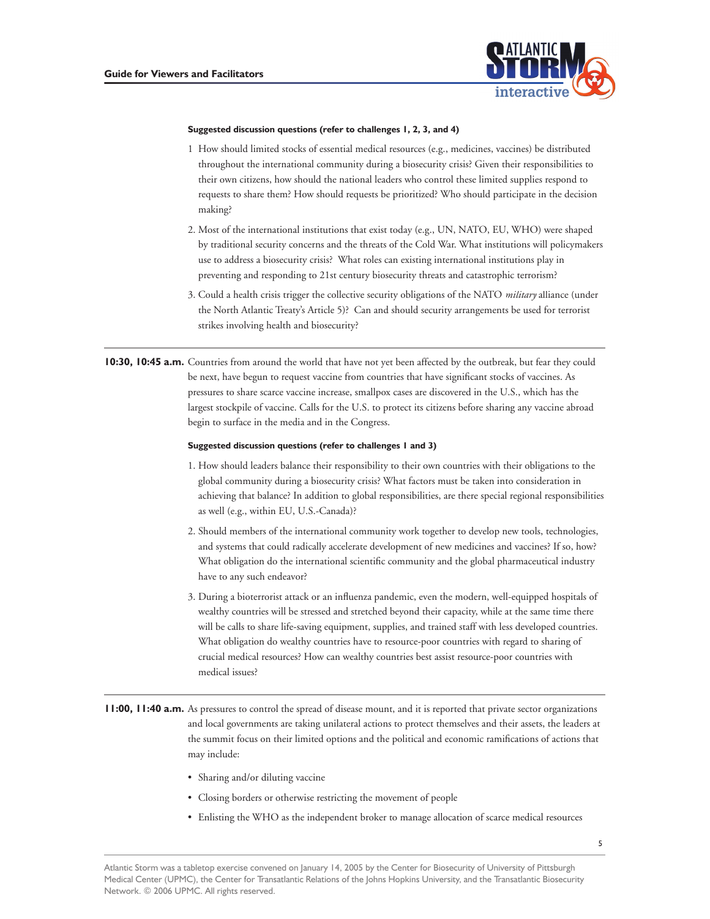**Suggested discussion questions (refer to challenges 1, 2, 3, and 4)**

1 How should limited stocks of essential medical resources (e.g., medicines, vaccines) be distributed throughout the international community during a biosecurity crisis? Given their responsibilities to their own citizens, how should the national leaders who control these limited supplies respond to requests to share them? How should requests be prioritized? Who should participate in the decision making?

2. Most of the international institutions that exist today (e.g., UN, NATO, EU, WHO) were shaped by traditional security concerns and the threats of the Cold War. What institutions will policymakers use to address a biosecurity crisis? What roles can existing international institutions play in preventing and responding to 21st century biosecurity threats and catastrophic terrorism?

3. Could a health crisis trigger the collective security obligations of the NATO *military* alliance (under the North Atlantic Treaty's Article 5)? Can and should security arrangements be used for terrorist strikes involving health and biosecurity?

---

**10:30, 10:45 a.m.** Countries from around the world that have not yet been affected by the outbreak, but fear they could be next, have begun to request vaccine from countries that have significant stocks of vaccines. As pressures to share scarce vaccine increase, smallpox cases are discovered in the U.S., which has the largest stockpile of vaccine. Calls for the U.S. to protect its citizens before sharing any vaccine abroad begin to surface in the media and in the Congress.

**Suggested discussion questions (refer to challenges 1 and 3)**

1. How should leaders balance their responsibility to their own countries with their obligations to the global community during a biosecurity crisis? What factors must be taken into consideration in achieving that balance? In addition to global responsibilities, are there special regional responsibilities as well (e.g., within EU, U.S.-Canada)?

2. Should members of the international community work together to develop new tools, technologies, and systems that could radically accelerate development of new medicines and vaccines? If so, how? What obligation do the international scientific community and the global pharmaceutical industry have to any such endeavor?

3. During a bioterrorist attack or an influenza pandemic, even the modern, well-equipped hospitals of wealthy countries will be stressed and stretched beyond their capacity, while at the same time there will be calls to share life-saving equipment, supplies, and trained staff with less developed countries. What obligation do wealthy countries have to resource-poor countries with regard to sharing of crucial medical resources? How can wealthy countries best assist resource-poor countries with medical issues?

---

**11:00, 11:40 a.m.** As pressures to control the spread of disease mount, and it is reported that private sector organizations and local governments are taking unilateral actions to protect themselves and their assets, the leaders at the summit focus on their limited options and the political and economic ramifications of actions that may include:

- Sharing and/or diluting vaccine
- Closing borders or otherwise restricting the movement of people
- Enlisting the WHO as the independent broker to manage allocation of scarce medical resources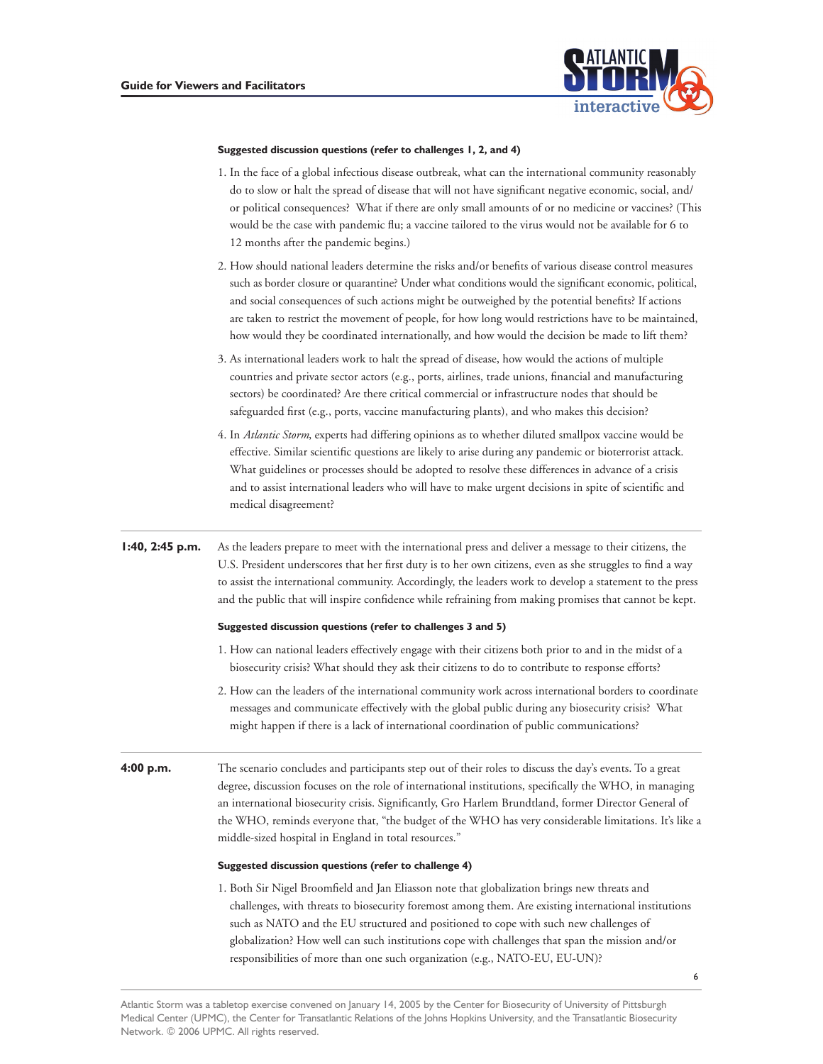**Suggested discussion questions (refer to challenges 1, 2, and 4)**

1. In the face of a global infectious disease outbreak, what can the international community reasonably do to slow or halt the spread of disease that will not have significant negative economic, social, and/or political consequences? What if there are only small amounts of or no medicine or vaccines? (This would be the case with pandemic flu; a vaccine tailored to the virus would not be available for 6 to 12 months after the pandemic begins.)
2. How should national leaders determine the risks and/or benefits of various disease control measures such as border closure or quarantine? Under what conditions would the significant economic, political, and social consequences of such actions might be outweighed by the potential benefits? If actions are taken to restrict the movement of people, for how long would restrictions have to be maintained, how would they be coordinated internationally, and how would the decision be made to lift them?
3. As international leaders work to halt the spread of disease, how would the actions of multiple countries and private sector actors (e.g., ports, airlines, trade unions, financial and manufacturing sectors) be coordinated? Are there critical commercial or infrastructure nodes that should be safeguarded first (e.g., ports, vaccine manufacturing plants), and who makes this decision?
4. In *Atlantic Storm*, experts had differing opinions as to whether diluted smallpox vaccine would be effective. Similar scientific questions are likely to arise during any pandemic or bioterrorist attack. What guidelines or processes should be adopted to resolve these differences in advance of a crisis and to assist international leaders who will have to make urgent decisions in spite of scientific and medical disagreement?

---

**1:40, 2:45 p.m.** As the leaders prepare to meet with the international press and deliver a message to their citizens, the U.S. President underscores that her first duty is to her own citizens, even as she struggles to find a way to assist the international community. Accordingly, the leaders work to develop a statement to the press and the public that will inspire confidence while refraining from making promises that cannot be kept.

**Suggested discussion questions (refer to challenges 3 and 5)**

1. How can national leaders effectively engage with their citizens both prior to and in the midst of a biosecurity crisis? What should they ask their citizens to do to contribute to response efforts?
2. How can the leaders of the international community work across international borders to coordinate messages and communicate effectively with the global public during any biosecurity crisis? What might happen if there is a lack of international coordination of public communications?

---

**4:00 p.m.** The scenario concludes and participants step out of their roles to discuss the day's events. To a great degree, discussion focuses on the role of international institutions, specifically the WHO, in managing an international biosecurity crisis. Significantly, Gro Harlem Brundtland, former Director General of the WHO, reminds everyone that, "the budget of the WHO has very considerable limitations. It's like a middle-sized hospital in England in total resources."

**Suggested discussion questions (refer to challenge 4)**

1. Both Sir Nigel Broomfield and Jan Eliasson note that globalization brings new threats and challenges, with threats to biosecurity foremost among them. Are existing international institutions such as NATO and the EU structured and positioned to cope with such new challenges of globalization? How well can such institutions cope with challenges that span the mission and/or responsibilities of more than one such organization (e.g., NATO-EU, EU-UN)?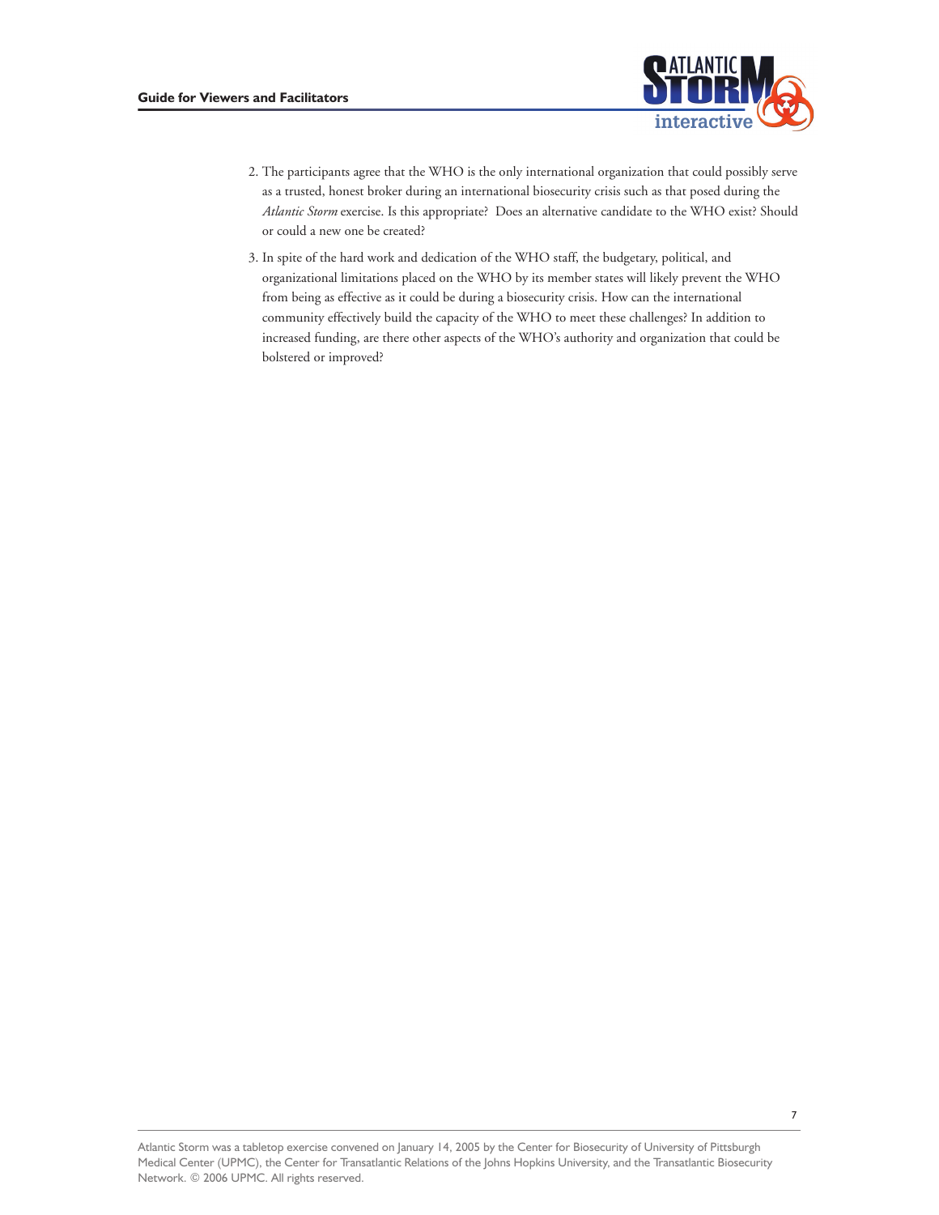2. The participants agree that the WHO is the only international organization that could possibly serve as a trusted, honest broker during an international biosecurity crisis such as that posed during the *Atlantic Storm* exercise. Is this appropriate? Does an alternative candidate to the WHO exist? Should or could a new one be created?

3. In spite of the hard work and dedication of the WHO staff, the budgetary, political, and organizational limitations placed on the WHO by its member states will likely prevent the WHO from being as effective as it could be during a biosecurity crisis. How can the international community effectively build the capacity of the WHO to meet these challenges? In addition to increased funding, are there other aspects of the WHO's authority and organization that could be bolstered or improved?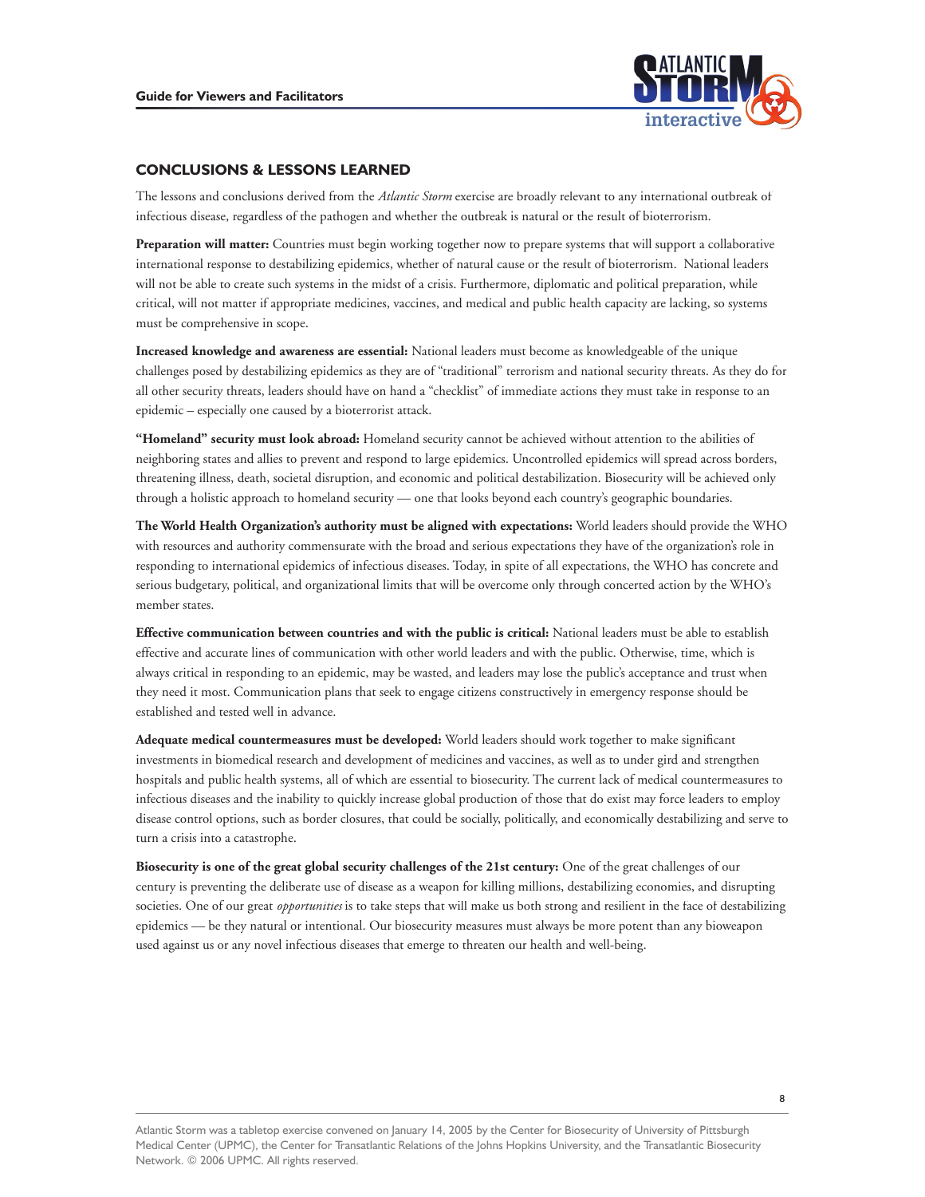## CONCLUSIONS & LESSONS LEARNED

The lessons and conclusions derived from the *Atlantic Storm* exercise are broadly relevant to any international outbreak of infectious disease, regardless of the pathogen and whether the outbreak is natural or the result of bioterrorism.

**Preparation will matter:** Countries must begin working together now to prepare systems that will support a collaborative international response to destabilizing epidemics, whether of natural cause or the result of bioterrorism. National leaders will not be able to create such systems in the midst of a crisis. Furthermore, diplomatic and political preparation, while critical, will not matter if appropriate medicines, vaccines, and medical and public health capacity are lacking, so systems must be comprehensive in scope.

**Increased knowledge and awareness are essential:** National leaders must become as knowledgeable of the unique challenges posed by destabilizing epidemics as they are of "traditional" terrorism and national security threats. As they do for all other security threats, leaders should have on hand a "checklist" of immediate actions they must take in response to an epidemic – especially one caused by a bioterrorist attack.

**"Homeland" security must look abroad:** Homeland security cannot be achieved without attention to the abilities of neighboring states and allies to prevent and respond to large epidemics. Uncontrolled epidemics will spread across borders, threatening illness, death, societal disruption, and economic and political destabilization. Biosecurity will be achieved only through a holistic approach to homeland security — one that looks beyond each country's geographic boundaries.

**The World Health Organization's authority must be aligned with expectations:** World leaders should provide the WHO with resources and authority commensurate with the broad and serious expectations they have of the organization's role in responding to international epidemics of infectious diseases. Today, in spite of all expectations, the WHO has concrete and serious budgetary, political, and organizational limits that will be overcome only through concerted action by the WHO's member states.

**Effective communication between countries and with the public is critical:** National leaders must be able to establish effective and accurate lines of communication with other world leaders and with the public. Otherwise, time, which is always critical in responding to an epidemic, may be wasted, and leaders may lose the public's acceptance and trust when they need it most. Communication plans that seek to engage citizens constructively in emergency response should be established and tested well in advance.

**Adequate medical countermeasures must be developed:** World leaders should work together to make significant investments in biomedical research and development of medicines and vaccines, as well as to under gird and strengthen hospitals and public health systems, all of which are essential to biosecurity. The current lack of medical countermeasures to infectious diseases and the inability to quickly increase global production of those that do exist may force leaders to employ disease control options, such as border closures, that could be socially, politically, and economically destabilizing and serve to turn a crisis into a catastrophe.

**Biosecurity is one of the great global security challenges of the 21st century:** One of the great challenges of our century is preventing the deliberate use of disease as a weapon for killing millions, destabilizing economies, and disrupting societies. One of our great *opportunities* is to take steps that will make us both strong and resilient in the face of destabilizing epidemics — be they natural or intentional. Our biosecurity measures must always be more potent than any bioweapon used against us or any novel infectious diseases that emerge to threaten our health and well-being.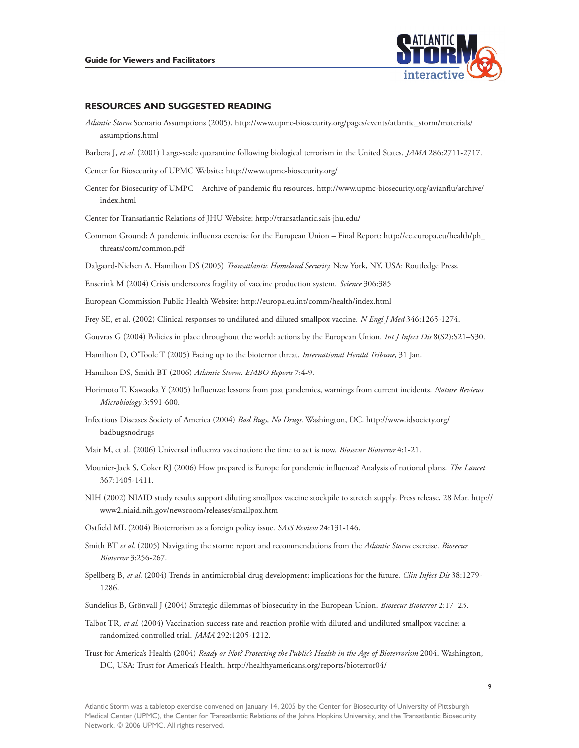## RESOURCES AND SUGGESTED READING

*Atlantic Storm* Scenario Assumptions (2005). http://www.upmc-biosecurity.org/pages/events/atlantic_storm/materials/assumptions.html

Barbera J, *et al.* (2001) Large-scale quarantine following biological terrorism in the United States. *JAMA* 286:2711-2717.

Center for Biosecurity of UPMC Website: http://www.upmc-biosecurity.org/

Center for Biosecurity of UMPC – Archive of pandemic flu resources. http://www.upmc-biosecurity.org/avianflu/archive/index.html

Center for Transatlantic Relations of JHU Website: http://transatlantic.sais-jhu.edu/

Common Ground: A pandemic influenza exercise for the European Union – Final Report: http://ec.europa.eu/health/ph_threats/com/common.pdf

Dalgaard-Nielsen A, Hamilton DS (2005) *Transatlantic Homeland Security.* New York, NY, USA: Routledge Press.

Enserink M (2004) Crisis underscores fragility of vaccine production system. *Science* 306:385

European Commission Public Health Website: http://europa.eu.int/comm/health/index.html

Frey SE, et al. (2002) Clinical responses to undiluted and diluted smallpox vaccine. *N Engl J Med* 346:1265-1274.

Gouvras G (2004) Policies in place throughout the world: actions by the European Union. *Int J Infect Dis* 8(S2):S21–S30.

Hamilton D, O'Toole T (2005) Facing up to the bioterror threat. *International Herald Tribune*, 31 Jan.

Hamilton DS, Smith BT (2006) *Atlantic Storm. EMBO Reports* 7:4-9.

Horimoto T, Kawaoka Y (2005) Influenza: lessons from past pandemics, warnings from current incidents. *Nature Reviews Microbiology* 3:591-600.

Infectious Diseases Society of America (2004) *Bad Bugs, No Drugs*. Washington, DC. http://www.idsociety.org/badbugsnodrugs

Mair M, et al. (2006) Universal influenza vaccination: the time to act is now. *Biosecur Bioterror* 4:1-21.

Mounier-Jack S, Coker RJ (2006) How prepared is Europe for pandemic influenza? Analysis of national plans. *The Lancet* 367:1405-1411.

NIH (2002) NIAID study results support diluting smallpox vaccine stockpile to stretch supply. Press release, 28 Mar. http://www2.niaid.nih.gov/newsroom/releases/smallpox.htm

Ostfield ML (2004) Bioterrorism as a foreign policy issue. *SAIS Review* 24:131-146.

Smith BT *et al.* (2005) Navigating the storm: report and recommendations from the *Atlantic Storm* exercise. *Biosecur Bioterror* 3:256-267.

Spellberg B, *et al.* (2004) Trends in antimicrobial drug development: implications for the future. *Clin Infect Dis* 38:1279-1286.

Sundelius B, Grönvall J (2004) Strategic dilemmas of biosecurity in the European Union. *Biosecur Bioterror* 2:17–23.

Talbot TR, *et al.* (2004) Vaccination success rate and reaction profile with diluted and undiluted smallpox vaccine: a randomized controlled trial. *JAMA* 292:1205-1212.

Trust for America's Health (2004) *Ready or Not? Protecting the Public's Health in the Age of Bioterrorism* 2004. Washington, DC, USA: Trust for America's Health. http://healthyamericans.org/reports/bioterror04/

Atlantic Storm was a tabletop exercise convened on January 14, 2005 by the Center for Biosecurity of University of Pittsburgh Medical Center (UPMC), the Center for Transatlantic Relations of the Johns Hopkins University, and the Transatlantic Biosecurity Network. © 2006 UPMC. All rights reserved.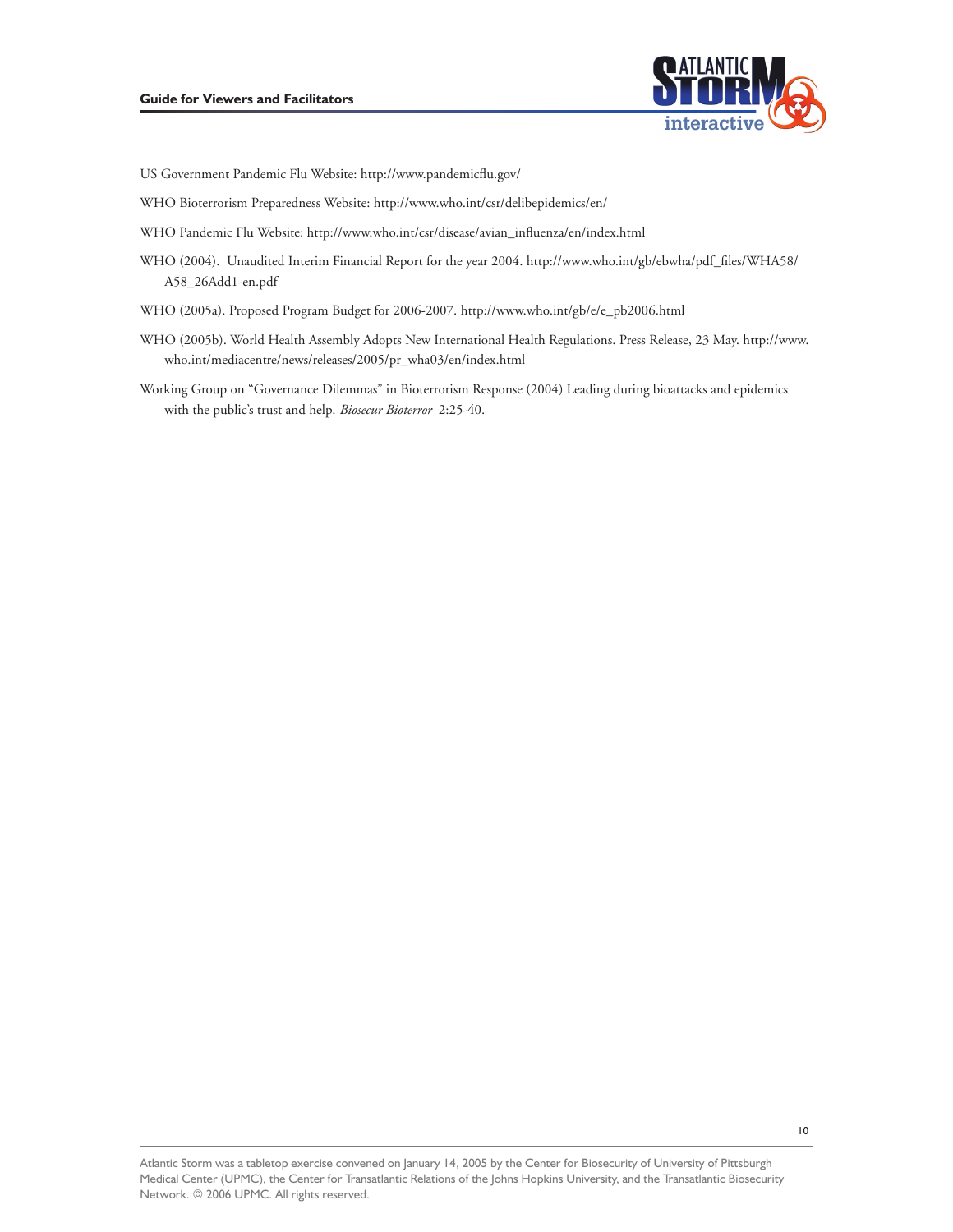US Government Pandemic Flu Website: http://www.pandemicflu.gov/

WHO Bioterrorism Preparedness Website: http://www.who.int/csr/delibepidemics/en/

WHO Pandemic Flu Website: http://www.who.int/csr/disease/avian_influenza/en/index.html

WHO (2004). Unaudited Interim Financial Report for the year 2004. http://www.who.int/gb/ebwha/pdf_files/WHA58/A58_26Add1-en.pdf

WHO (2005a). Proposed Program Budget for 2006-2007. http://www.who.int/gb/e/e_pb2006.html

WHO (2005b). World Health Assembly Adopts New International Health Regulations. Press Release, 23 May. http://www.who.int/mediacentre/news/releases/2005/pr_wha03/en/index.html

Working Group on "Governance Dilemmas" in Bioterrorism Response (2004) Leading during bioattacks and epidemics with the public's trust and help. *Biosecur Bioterror* 2:25-40.

Atlantic Storm was a tabletop exercise convened on January 14, 2005 by the Center for Biosecurity of University of Pittsburgh Medical Center (UPMC), the Center for Transatlantic Relations of the Johns Hopkins University, and the Transatlantic Biosecurity Network. © 2006 UPMC. All rights reserved.